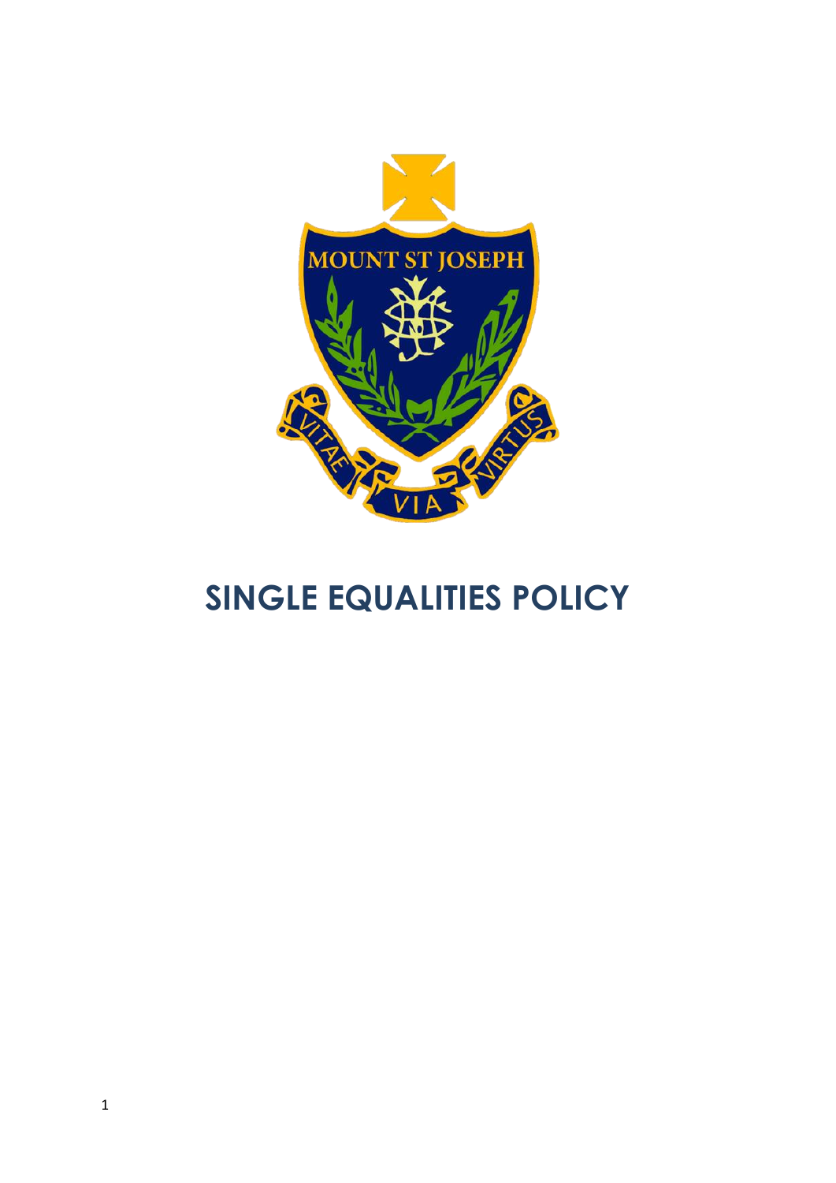# SINGLE EQUALITIES POLICY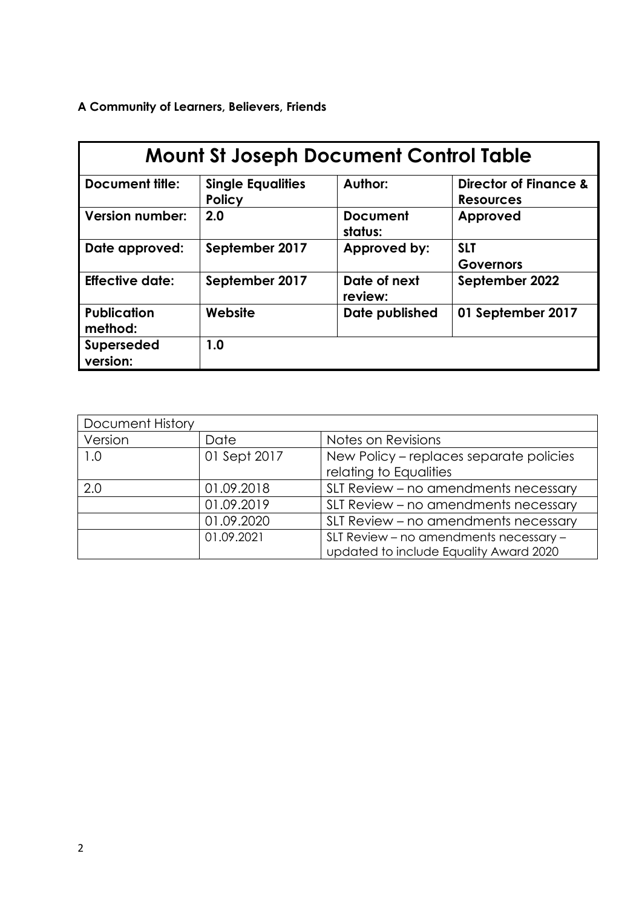**A Community of Learners, Believers, Friends**

| **Mount St Joseph Document Control Table** | | | |
|---|---|---|---|
| **Document title:** | **Single Equalities Policy** | **Author:** | **Director of Finance & Resources** |
| **Version number:** | **2.0** | **Document status:** | **Approved** |
| **Date approved:** | **September 2017** | **Approved by:** | **SLT Governors** |
| **Effective date:** | **September 2017** | **Date of next review:** | **September 2022** |
| **Publication method:** | **Website** | **Date published** | **01 September 2017** |
| **Superseded version:** | **1.0** | | |

| Document History | | |
|---|---|---|
| Version | Date | Notes on Revisions |
| 1.0 | 01 Sept 2017 | New Policy – replaces separate policies relating to Equalities |
| 2.0 | 01.09.2018 | SLT Review – no amendments necessary |
| | 01.09.2019 | SLT Review – no amendments necessary |
| | 01.09.2020 | SLT Review – no amendments necessary |
| | 01.09.2021 | SLT Review – no amendments necessary – updated to include Equality Award 2020 |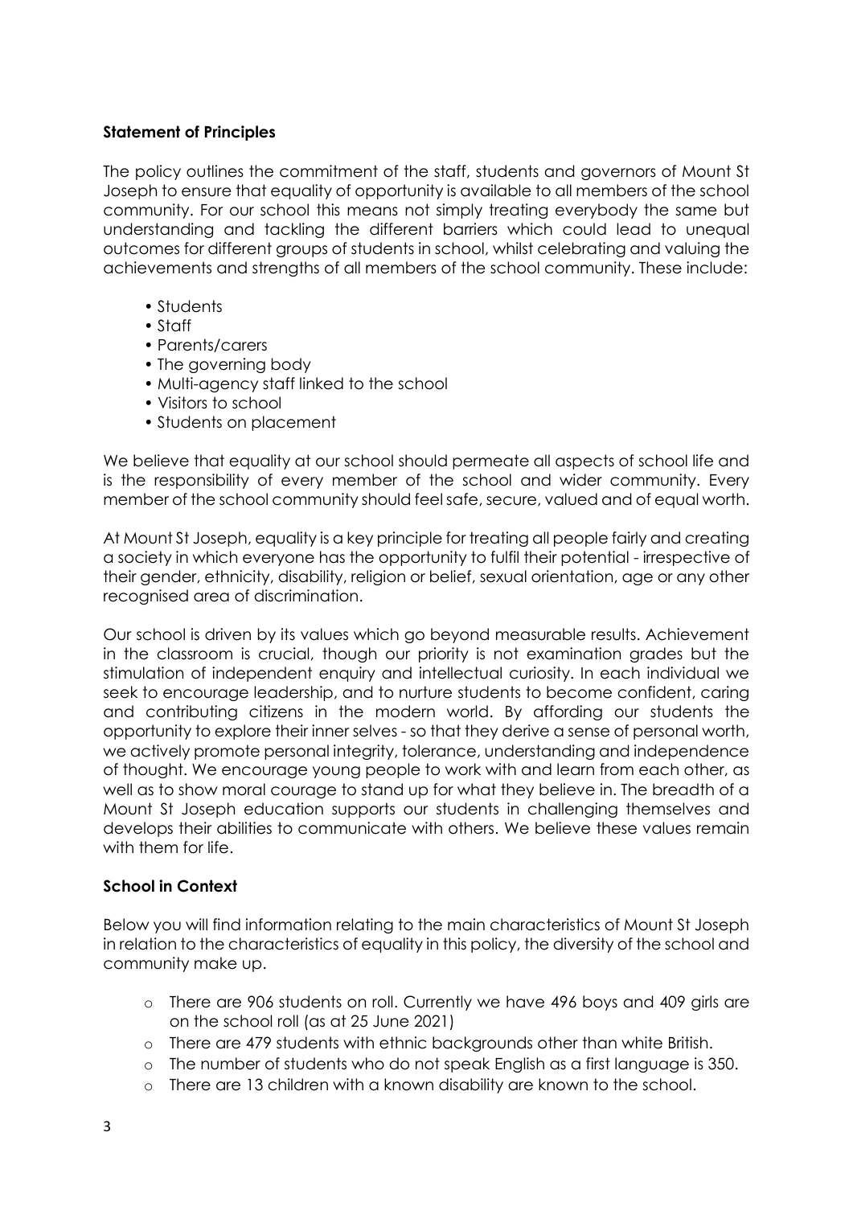**Statement of Principles**

The policy outlines the commitment of the staff, students and governors of Mount St Joseph to ensure that equality of opportunity is available to all members of the school community. For our school this means not simply treating everybody the same but understanding and tackling the different barriers which could lead to unequal outcomes for different groups of students in school, whilst celebrating and valuing the achievements and strengths of all members of the school community. These include:

- Students
- Staff
- Parents/carers
- The governing body
- Multi-agency staff linked to the school
- Visitors to school
- Students on placement

We believe that equality at our school should permeate all aspects of school life and is the responsibility of every member of the school and wider community. Every member of the school community should feel safe, secure, valued and of equal worth.

At Mount St Joseph, equality is a key principle for treating all people fairly and creating a society in which everyone has the opportunity to fulfil their potential - irrespective of their gender, ethnicity, disability, religion or belief, sexual orientation, age or any other recognised area of discrimination.

Our school is driven by its values which go beyond measurable results. Achievement in the classroom is crucial, though our priority is not examination grades but the stimulation of independent enquiry and intellectual curiosity. In each individual we seek to encourage leadership, and to nurture students to become confident, caring and contributing citizens in the modern world. By affording our students the opportunity to explore their inner selves - so that they derive a sense of personal worth, we actively promote personal integrity, tolerance, understanding and independence of thought. We encourage young people to work with and learn from each other, as well as to show moral courage to stand up for what they believe in. The breadth of a Mount St Joseph education supports our students in challenging themselves and develops their abilities to communicate with others. We believe these values remain with them for life.

**School in Context**

Below you will find information relating to the main characteristics of Mount St Joseph in relation to the characteristics of equality in this policy, the diversity of the school and community make up.

- There are 906 students on roll. Currently we have 496 boys and 409 girls are on the school roll (as at 25 June 2021)
- There are 479 students with ethnic backgrounds other than white British.
- The number of students who do not speak English as a first language is 350.
- There are 13 children with a known disability are known to the school.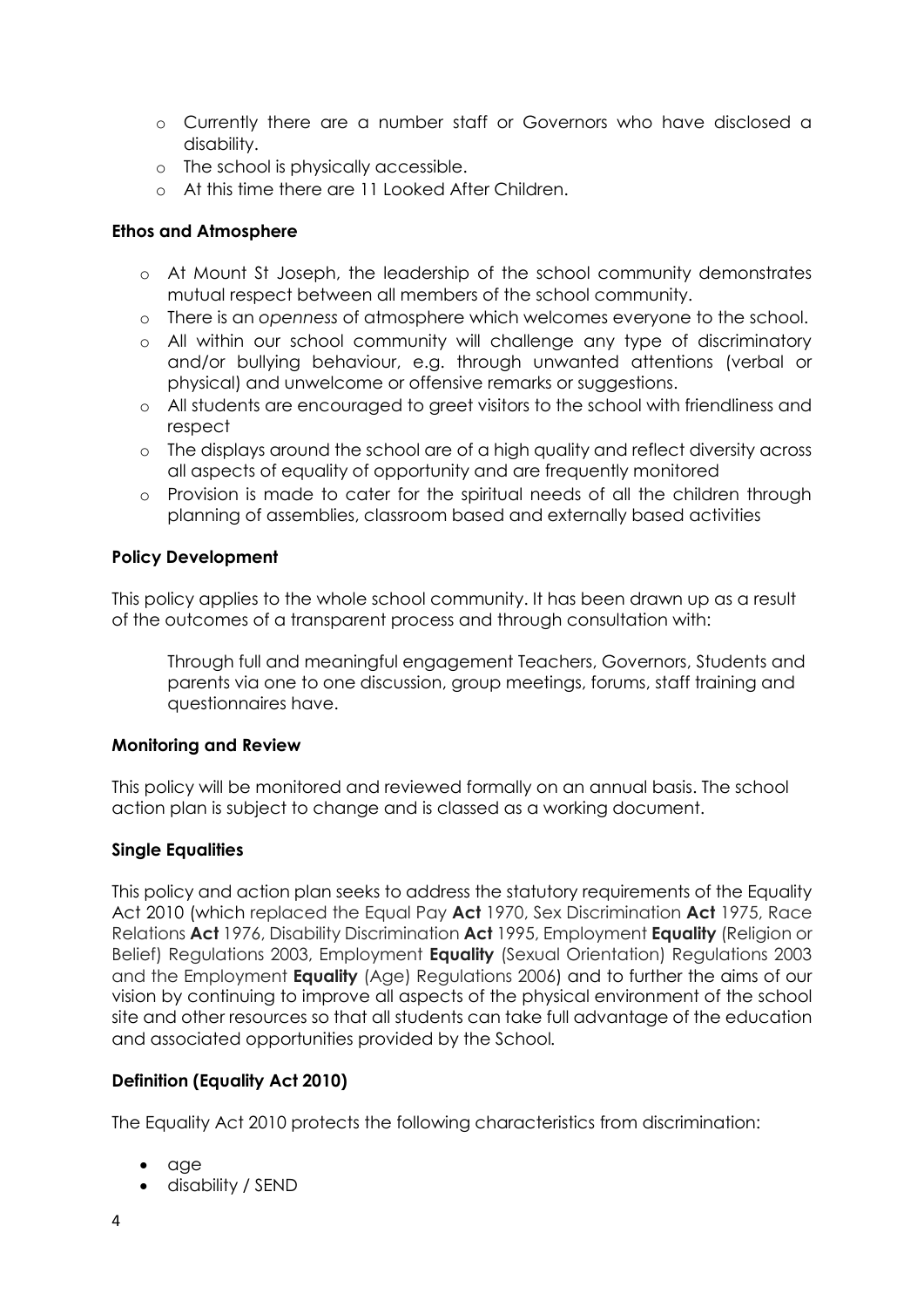- Currently there are a number staff or Governors who have disclosed a disability.
- The school is physically accessible.
- At this time there are 11 Looked After Children.

**Ethos and Atmosphere**

- At Mount St Joseph, the leadership of the school community demonstrates mutual respect between all members of the school community.
- There is an *openness* of atmosphere which welcomes everyone to the school.
- All within our school community will challenge any type of discriminatory and/or bullying behaviour, e.g. through unwanted attentions (verbal or physical) and unwelcome or offensive remarks or suggestions.
- All students are encouraged to greet visitors to the school with friendliness and respect
- The displays around the school are of a high quality and reflect diversity across all aspects of equality of opportunity and are frequently monitored
- Provision is made to cater for the spiritual needs of all the children through planning of assemblies, classroom based and externally based activities

**Policy Development**

This policy applies to the whole school community. It has been drawn up as a result of the outcomes of a transparent process and through consultation with:

> Through full and meaningful engagement Teachers, Governors, Students and parents via one to one discussion, group meetings, forums, staff training and questionnaires have.

**Monitoring and Review**

This policy will be monitored and reviewed formally on an annual basis. The school action plan is subject to change and is classed as a working document.

**Single Equalities**

This policy and action plan seeks to address the statutory requirements of the Equality Act 2010 (which replaced the Equal Pay **Act** 1970, Sex Discrimination **Act** 1975, Race Relations **Act** 1976, Disability Discrimination **Act** 1995, Employment **Equality** (Religion or Belief) Regulations 2003, Employment **Equality** (Sexual Orientation) Regulations 2003 and the Employment **Equality** (Age) Regulations 2006) and to further the aims of our vision by continuing to improve all aspects of the physical environment of the school site and other resources so that all students can take full advantage of the education and associated opportunities provided by the School.

**Definition (Equality Act 2010)**

The Equality Act 2010 protects the following characteristics from discrimination:

- age
- disability / SEND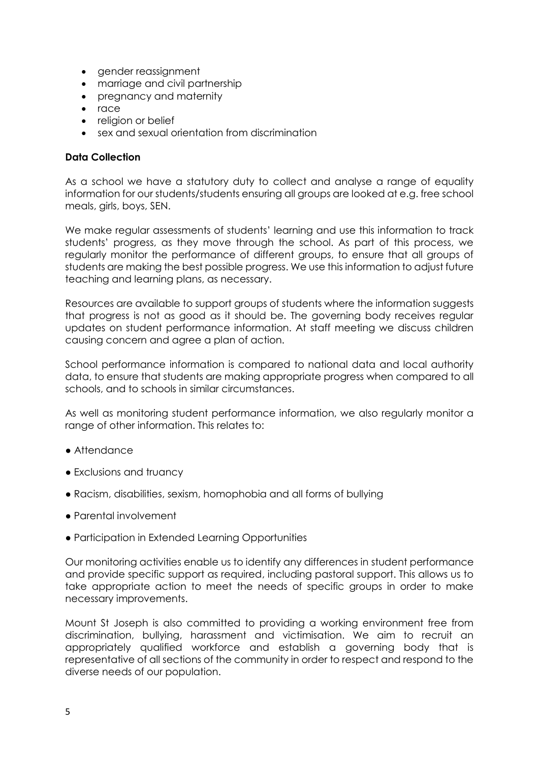- gender reassignment
- marriage and civil partnership
- pregnancy and maternity
- race
- religion or belief
- sex and sexual orientation from discrimination

**Data Collection**

As a school we have a statutory duty to collect and analyse a range of equality information for our students/students ensuring all groups are looked at e.g. free school meals, girls, boys, SEN.

We make regular assessments of students' learning and use this information to track students' progress, as they move through the school. As part of this process, we regularly monitor the performance of different groups, to ensure that all groups of students are making the best possible progress. We use this information to adjust future teaching and learning plans, as necessary.

Resources are available to support groups of students where the information suggests that progress is not as good as it should be. The governing body receives regular updates on student performance information. At staff meeting we discuss children causing concern and agree a plan of action.

School performance information is compared to national data and local authority data, to ensure that students are making appropriate progress when compared to all schools, and to schools in similar circumstances.

As well as monitoring student performance information, we also regularly monitor a range of other information. This relates to:

- Attendance
- Exclusions and truancy
- Racism, disabilities, sexism, homophobia and all forms of bullying
- Parental involvement
- Participation in Extended Learning Opportunities

Our monitoring activities enable us to identify any differences in student performance and provide specific support as required, including pastoral support. This allows us to take appropriate action to meet the needs of specific groups in order to make necessary improvements.

Mount St Joseph is also committed to providing a working environment free from discrimination, bullying, harassment and victimisation. We aim to recruit an appropriately qualified workforce and establish a governing body that is representative of all sections of the community in order to respect and respond to the diverse needs of our population.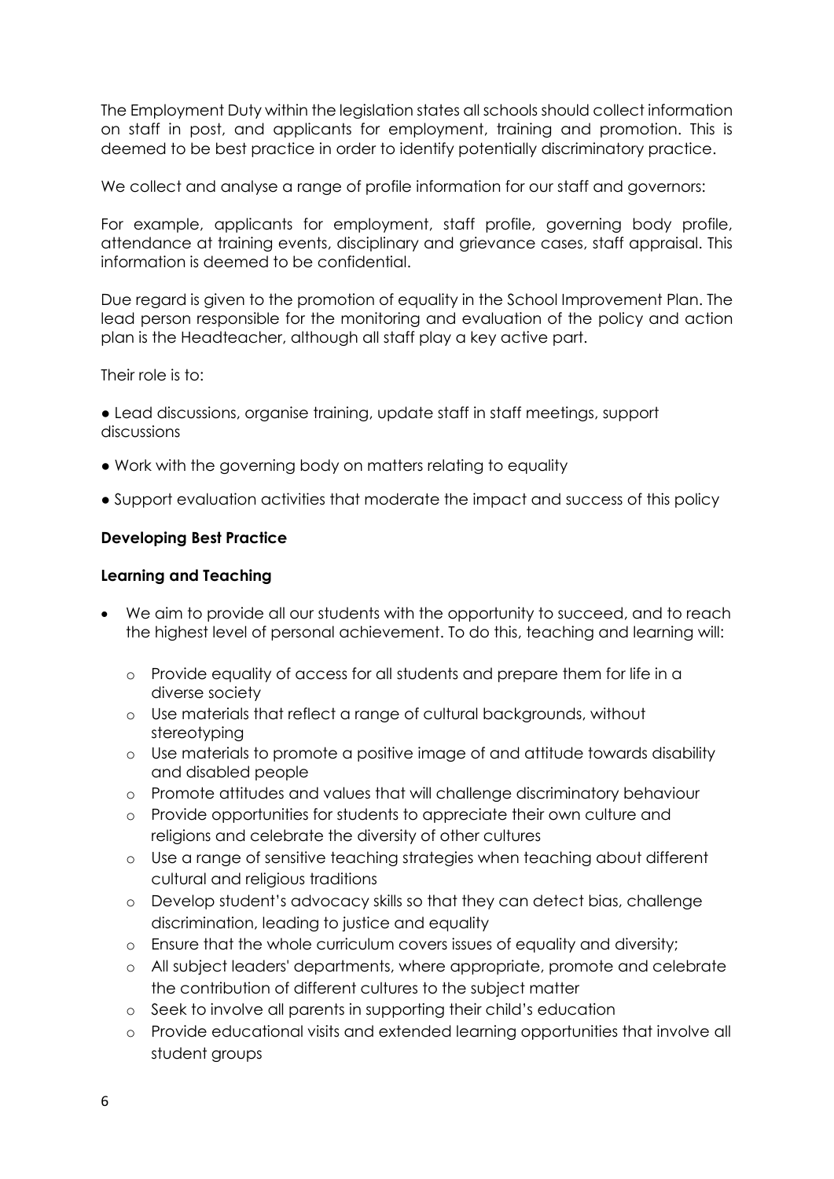The Employment Duty within the legislation states all schools should collect information on staff in post, and applicants for employment, training and promotion. This is deemed to be best practice in order to identify potentially discriminatory practice.

We collect and analyse a range of profile information for our staff and governors:

For example, applicants for employment, staff profile, governing body profile, attendance at training events, disciplinary and grievance cases, staff appraisal. This information is deemed to be confidential.

Due regard is given to the promotion of equality in the School Improvement Plan. The lead person responsible for the monitoring and evaluation of the policy and action plan is the Headteacher, although all staff play a key active part.

Their role is to:

- Lead discussions, organise training, update staff in staff meetings, support discussions
- Work with the governing body on matters relating to equality
- Support evaluation activities that moderate the impact and success of this policy

**Developing Best Practice**

**Learning and Teaching**

- We aim to provide all our students with the opportunity to succeed, and to reach the highest level of personal achievement. To do this, teaching and learning will:
    - Provide equality of access for all students and prepare them for life in a diverse society
    - Use materials that reflect a range of cultural backgrounds, without stereotyping
    - Use materials to promote a positive image of and attitude towards disability and disabled people
    - Promote attitudes and values that will challenge discriminatory behaviour
    - Provide opportunities for students to appreciate their own culture and religions and celebrate the diversity of other cultures
    - Use a range of sensitive teaching strategies when teaching about different cultural and religious traditions
    - Develop student's advocacy skills so that they can detect bias, challenge discrimination, leading to justice and equality
    - Ensure that the whole curriculum covers issues of equality and diversity;
    - All subject leaders' departments, where appropriate, promote and celebrate the contribution of different cultures to the subject matter
    - Seek to involve all parents in supporting their child's education
    - Provide educational visits and extended learning opportunities that involve all student groups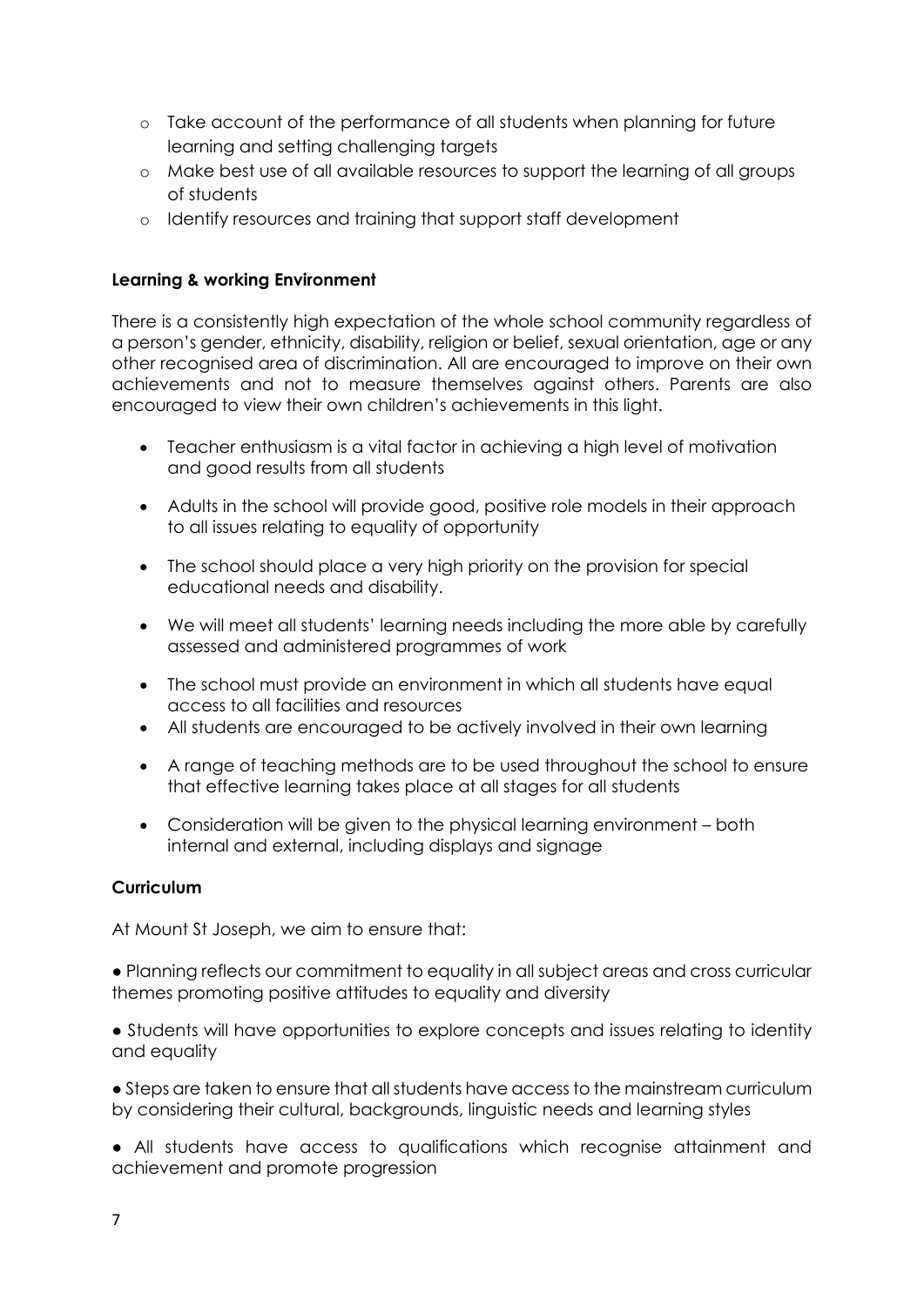- Take account of the performance of all students when planning for future learning and setting challenging targets
- Make best use of all available resources to support the learning of all groups of students
- Identify resources and training that support staff development

**Learning & working Environment**

There is a consistently high expectation of the whole school community regardless of a person's gender, ethnicity, disability, religion or belief, sexual orientation, age or any other recognised area of discrimination. All are encouraged to improve on their own achievements and not to measure themselves against others. Parents are also encouraged to view their own children's achievements in this light.

- Teacher enthusiasm is a vital factor in achieving a high level of motivation and good results from all students
- Adults in the school will provide good, positive role models in their approach to all issues relating to equality of opportunity
- The school should place a very high priority on the provision for special educational needs and disability.
- We will meet all students' learning needs including the more able by carefully assessed and administered programmes of work
- The school must provide an environment in which all students have equal access to all facilities and resources
- All students are encouraged to be actively involved in their own learning
- A range of teaching methods are to be used throughout the school to ensure that effective learning takes place at all stages for all students
- Consideration will be given to the physical learning environment – both internal and external, including displays and signage

**Curriculum**

At Mount St Joseph, we aim to ensure that:

- Planning reflects our commitment to equality in all subject areas and cross curricular themes promoting positive attitudes to equality and diversity
- Students will have opportunities to explore concepts and issues relating to identity and equality
- Steps are taken to ensure that all students have access to the mainstream curriculum by considering their cultural, backgrounds, linguistic needs and learning styles
- All students have access to qualifications which recognise attainment and achievement and promote progression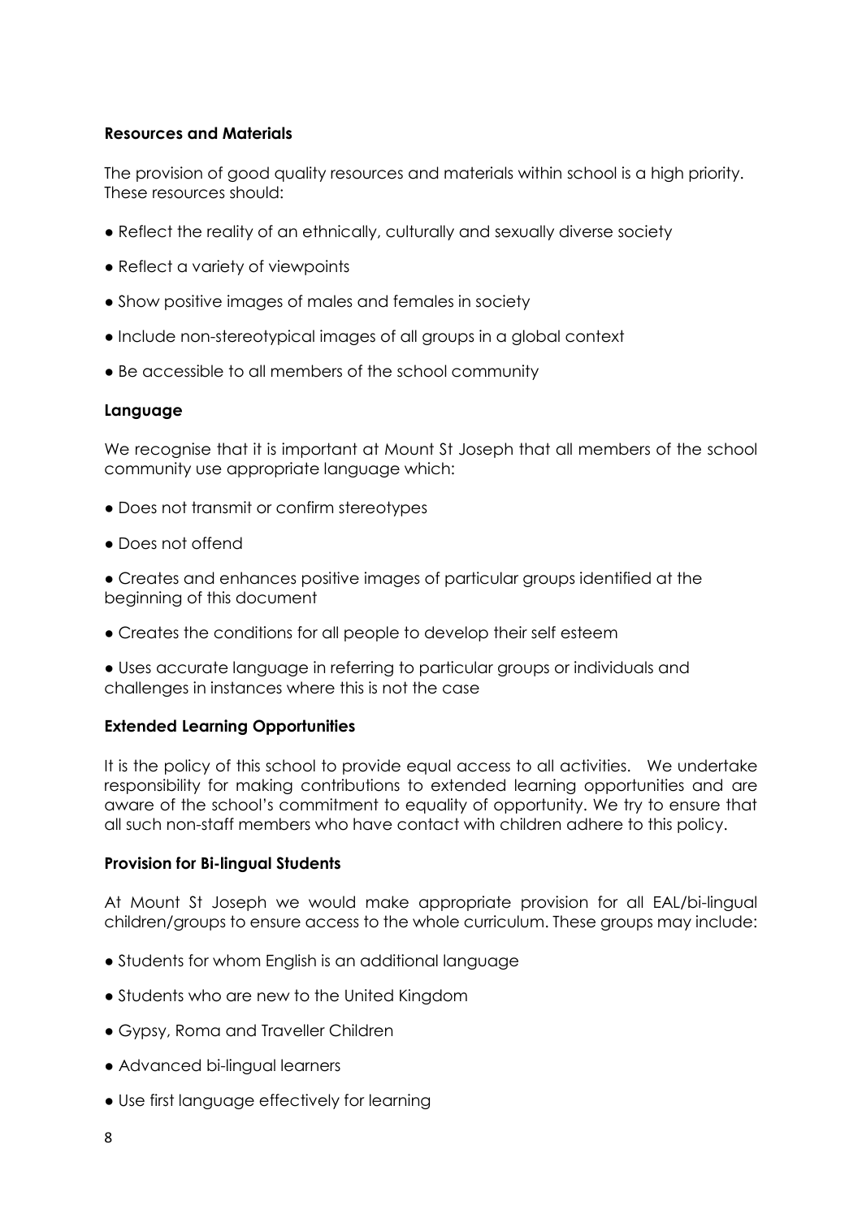**Resources and Materials**

The provision of good quality resources and materials within school is a high priority. These resources should:

- Reflect the reality of an ethnically, culturally and sexually diverse society
- Reflect a variety of viewpoints
- Show positive images of males and females in society
- Include non-stereotypical images of all groups in a global context
- Be accessible to all members of the school community

**Language**

We recognise that it is important at Mount St Joseph that all members of the school community use appropriate language which:

- Does not transmit or confirm stereotypes
- Does not offend
- Creates and enhances positive images of particular groups identified at the beginning of this document
- Creates the conditions for all people to develop their self esteem
- Uses accurate language in referring to particular groups or individuals and challenges in instances where this is not the case

**Extended Learning Opportunities**

It is the policy of this school to provide equal access to all activities. We undertake responsibility for making contributions to extended learning opportunities and are aware of the school's commitment to equality of opportunity. We try to ensure that all such non-staff members who have contact with children adhere to this policy.

**Provision for Bi-lingual Students**

At Mount St Joseph we would make appropriate provision for all EAL/bi-lingual children/groups to ensure access to the whole curriculum. These groups may include:

- Students for whom English is an additional language
- Students who are new to the United Kingdom
- Gypsy, Roma and Traveller Children
- Advanced bi-lingual learners
- Use first language effectively for learning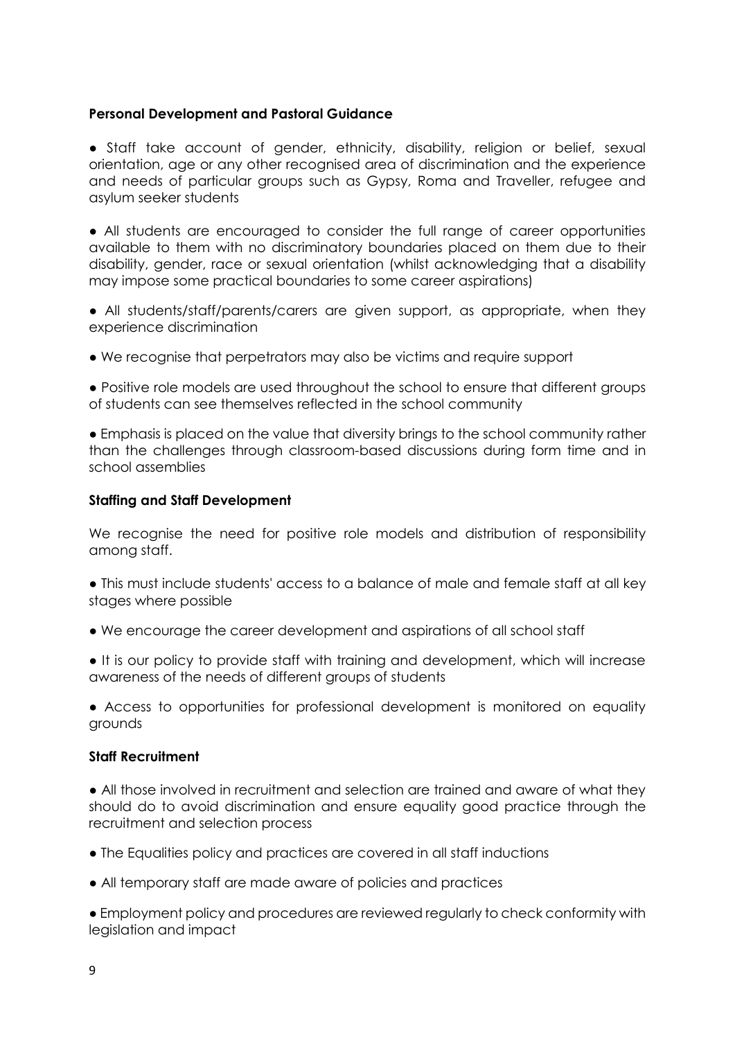**Personal Development and Pastoral Guidance**

- Staff take account of gender, ethnicity, disability, religion or belief, sexual orientation, age or any other recognised area of discrimination and the experience and needs of particular groups such as Gypsy, Roma and Traveller, refugee and asylum seeker students
- All students are encouraged to consider the full range of career opportunities available to them with no discriminatory boundaries placed on them due to their disability, gender, race or sexual orientation (whilst acknowledging that a disability may impose some practical boundaries to some career aspirations)
- All students/staff/parents/carers are given support, as appropriate, when they experience discrimination
- We recognise that perpetrators may also be victims and require support
- Positive role models are used throughout the school to ensure that different groups of students can see themselves reflected in the school community
- Emphasis is placed on the value that diversity brings to the school community rather than the challenges through classroom-based discussions during form time and in school assemblies

**Staffing and Staff Development**

We recognise the need for positive role models and distribution of responsibility among staff.

- This must include students' access to a balance of male and female staff at all key stages where possible
- We encourage the career development and aspirations of all school staff
- It is our policy to provide staff with training and development, which will increase awareness of the needs of different groups of students
- Access to opportunities for professional development is monitored on equality grounds

**Staff Recruitment**

- All those involved in recruitment and selection are trained and aware of what they should do to avoid discrimination and ensure equality good practice through the recruitment and selection process
- The Equalities policy and practices are covered in all staff inductions
- All temporary staff are made aware of policies and practices
- Employment policy and procedures are reviewed regularly to check conformity with legislation and impact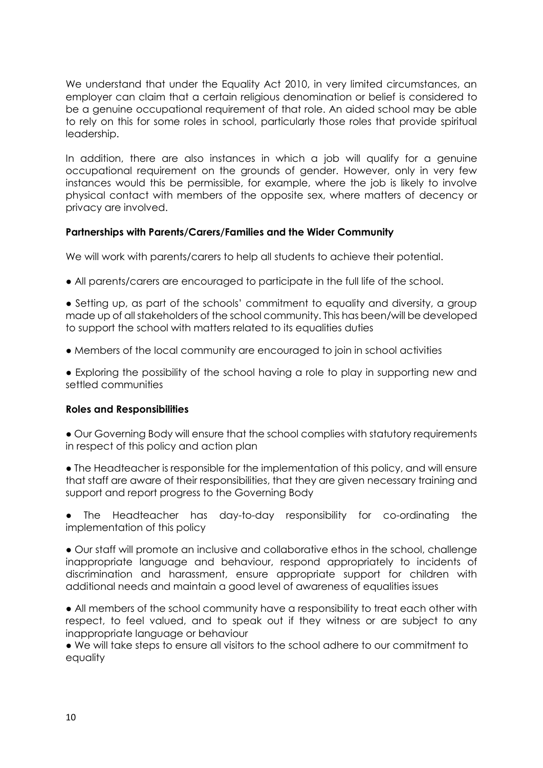We understand that under the Equality Act 2010, in very limited circumstances, an employer can claim that a certain religious denomination or belief is considered to be a genuine occupational requirement of that role. An aided school may be able to rely on this for some roles in school, particularly those roles that provide spiritual leadership.

In addition, there are also instances in which a job will qualify for a genuine occupational requirement on the grounds of gender. However, only in very few instances would this be permissible, for example, where the job is likely to involve physical contact with members of the opposite sex, where matters of decency or privacy are involved.

**Partnerships with Parents/Carers/Families and the Wider Community**

We will work with parents/carers to help all students to achieve their potential.

- All parents/carers are encouraged to participate in the full life of the school.
- Setting up, as part of the schools' commitment to equality and diversity, a group made up of all stakeholders of the school community. This has been/will be developed to support the school with matters related to its equalities duties
- Members of the local community are encouraged to join in school activities
- Exploring the possibility of the school having a role to play in supporting new and settled communities

**Roles and Responsibilities**

- Our Governing Body will ensure that the school complies with statutory requirements in respect of this policy and action plan
- The Headteacher is responsible for the implementation of this policy, and will ensure that staff are aware of their responsibilities, that they are given necessary training and support and report progress to the Governing Body
- The Headteacher has day-to-day responsibility for co-ordinating the implementation of this policy
- Our staff will promote an inclusive and collaborative ethos in the school, challenge inappropriate language and behaviour, respond appropriately to incidents of discrimination and harassment, ensure appropriate support for children with additional needs and maintain a good level of awareness of equalities issues
- All members of the school community have a responsibility to treat each other with respect, to feel valued, and to speak out if they witness or are subject to any inappropriate language or behaviour
- We will take steps to ensure all visitors to the school adhere to our commitment to equality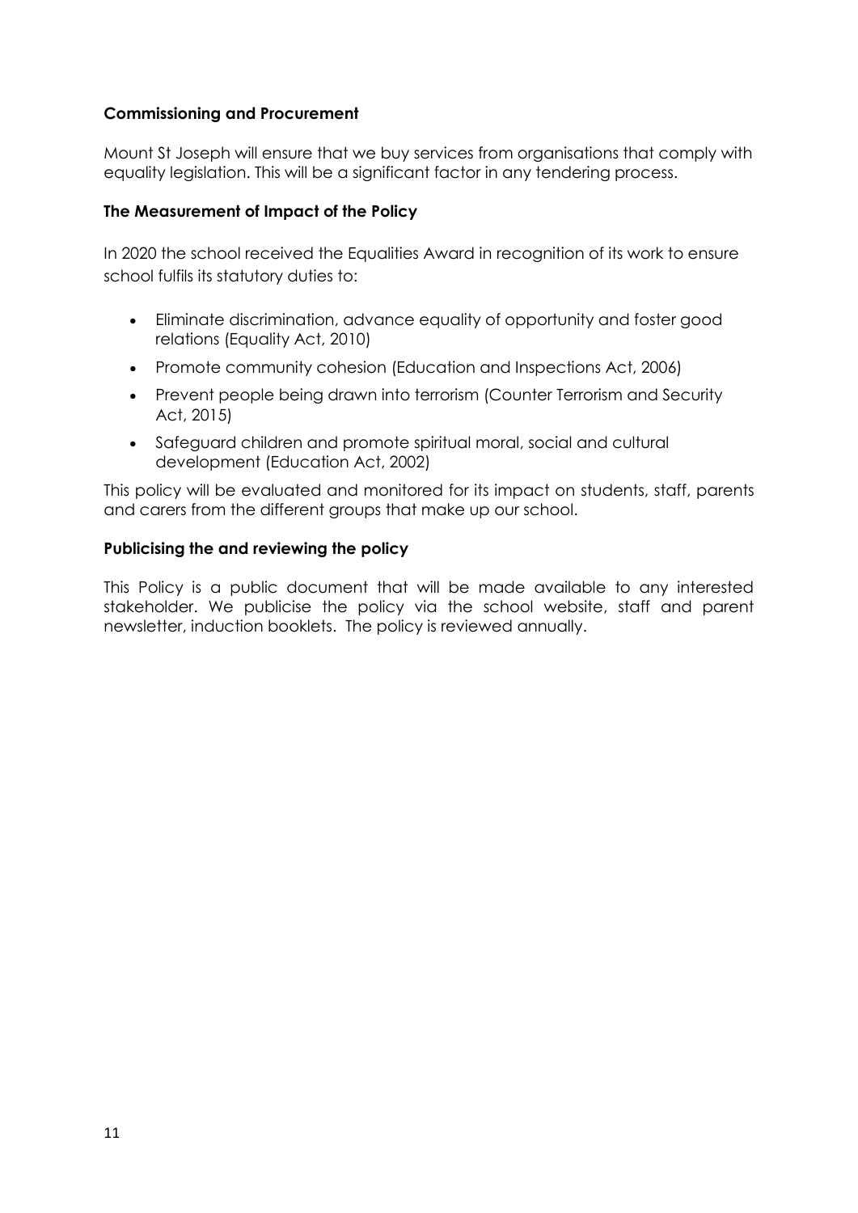**Commissioning and Procurement**

Mount St Joseph will ensure that we buy services from organisations that comply with equality legislation. This will be a significant factor in any tendering process.

**The Measurement of Impact of the Policy**

In 2020 the school received the Equalities Award in recognition of its work to ensure school fulfils its statutory duties to:

- Eliminate discrimination, advance equality of opportunity and foster good relations (Equality Act, 2010)
- Promote community cohesion (Education and Inspections Act, 2006)
- Prevent people being drawn into terrorism (Counter Terrorism and Security Act, 2015)
- Safeguard children and promote spiritual moral, social and cultural development (Education Act, 2002)

This policy will be evaluated and monitored for its impact on students, staff, parents and carers from the different groups that make up our school.

**Publicising the and reviewing the policy**

This Policy is a public document that will be made available to any interested stakeholder. We publicise the policy via the school website, staff and parent newsletter, induction booklets. The policy is reviewed annually.